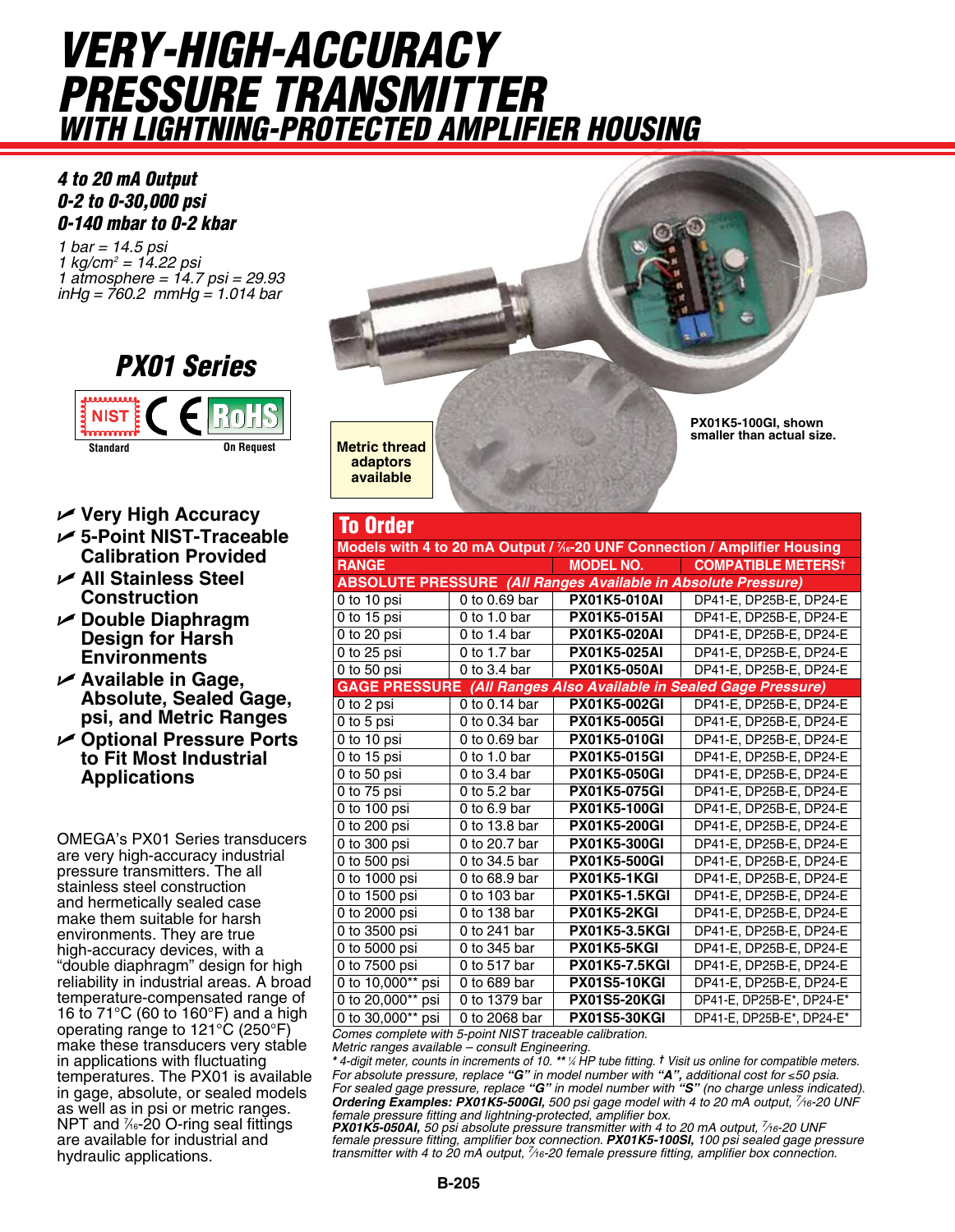# VERY-HIGH-ACCURACY PRESSURE TRANSMITTER
## WITH LIGHTNING-PROTECTED AMPLIFIER HOUSING

***4 to 20 mA Output***
***0-2 to 0-30,000 psi***
***0-140 mbar to 0-2 kbar***

*1 bar = 14.5 psi*
*1 kg/cm² = 14.22 psi*
*1 atmosphere = 14.7 psi = 29.93 inHg = 760.2 mmHg = 1.014 bar*

## PX01 Series

NIST Standard | CE | RoHS On Request

- **Very High Accuracy**
- **5-Point NIST-Traceable Calibration Provided**
- **All Stainless Steel Construction**
- **Double Diaphragm Design for Harsh Environments**
- **Available in Gage, Absolute, Sealed Gage, psi, and Metric Ranges**
- **Optional Pressure Ports to Fit Most Industrial Applications**

OMEGA's PX01 Series transducers are very high-accuracy industrial pressure transmitters. The all stainless steel construction and hermetically sealed case make them suitable for harsh environments. They are true high-accuracy devices, with a "double diaphragm" design for high reliability in industrial areas. A broad temperature-compensated range of 16 to 71°C (60 to 160°F) and a high operating range to 121°C (250°F) make these transducers very stable in applications with fluctuating temperatures. The PX01 is available in gage, absolute, or sealed models as well as in psi or metric ranges. NPT and 7⁄16-20 O-ring seal fittings are available for industrial and hydraulic applications.

**Metric thread adaptors available**

**PX01K5-100GI, shown smaller than actual size.**

## To Order

**Models with 4 to 20 mA Output / 7⁄16-20 UNF Connection / Amplifier Housing**

| RANGE | | MODEL NO. | COMPATIBLE METERS† |
|---|---|---|---|
| **ABSOLUTE PRESSURE** *(All Ranges Available in Absolute Pressure)* | | | |
| 0 to 10 psi | 0 to 0.69 bar | **PX01K5-010AI** | DP41-E, DP25B-E, DP24-E |
| 0 to 15 psi | 0 to 1.0 bar | **PX01K5-015AI** | DP41-E, DP25B-E, DP24-E |
| 0 to 20 psi | 0 to 1.4 bar | **PX01K5-020AI** | DP41-E, DP25B-E, DP24-E |
| 0 to 25 psi | 0 to 1.7 bar | **PX01K5-025AI** | DP41-E, DP25B-E, DP24-E |
| 0 to 50 psi | 0 to 3.4 bar | **PX01K5-050AI** | DP41-E, DP25B-E, DP24-E |
| **GAGE PRESSURE** *(All Ranges Also Available in Sealed Gage Pressure)* | | | |
| 0 to 2 psi | 0 to 0.14 bar | **PX01K5-002GI** | DP41-E, DP25B-E, DP24-E |
| 0 to 5 psi | 0 to 0.34 bar | **PX01K5-005GI** | DP41-E, DP25B-E, DP24-E |
| 0 to 10 psi | 0 to 0.69 bar | **PX01K5-010GI** | DP41-E, DP25B-E, DP24-E |
| 0 to 15 psi | 0 to 1.0 bar | **PX01K5-015GI** | DP41-E, DP25B-E, DP24-E |
| 0 to 50 psi | 0 to 3.4 bar | **PX01K5-050GI** | DP41-E, DP25B-E, DP24-E |
| 0 to 75 psi | 0 to 5.2 bar | **PX01K5-075GI** | DP41-E, DP25B-E, DP24-E |
| 0 to 100 psi | 0 to 6.9 bar | **PX01K5-100GI** | DP41-E, DP25B-E, DP24-E |
| 0 to 200 psi | 0 to 13.8 bar | **PX01K5-200GI** | DP41-E, DP25B-E, DP24-E |
| 0 to 300 psi | 0 to 20.7 bar | **PX01K5-300GI** | DP41-E, DP25B-E, DP24-E |
| 0 to 500 psi | 0 to 34.5 bar | **PX01K5-500GI** | DP41-E, DP25B-E, DP24-E |
| 0 to 1000 psi | 0 to 68.9 bar | **PX01K5-1KGI** | DP41-E, DP25B-E, DP24-E |
| 0 to 1500 psi | 0 to 103 bar | **PX01K5-1.5KGI** | DP41-E, DP25B-E, DP24-E |
| 0 to 2000 psi | 0 to 138 bar | **PX01K5-2KGI** | DP41-E, DP25B-E, DP24-E |
| 0 to 3500 psi | 0 to 241 bar | **PX01K5-3.5KGI** | DP41-E, DP25B-E, DP24-E |
| 0 to 5000 psi | 0 to 345 bar | **PX01K5-5KGI** | DP41-E, DP25B-E, DP24-E |
| 0 to 7500 psi | 0 to 517 bar | **PX01K5-7.5KGI** | DP41-E, DP25B-E, DP24-E |
| 0 to 10,000** psi | 0 to 689 bar | **PX01S5-10KGI** | DP41-E, DP25B-E, DP24-E |
| 0 to 20,000** psi | 0 to 1379 bar | **PX01S5-20KGI** | DP41-E, DP25B-E*, DP24-E* |
| 0 to 30,000** psi | 0 to 2068 bar | **PX01S5-30KGI** | DP41-E, DP25B-E*, DP24-E* |

*Comes complete with 5-point NIST traceable calibration.*
*Metric ranges available – consult Engineering.*
*\* 4-digit meter, counts in increments of 10. \*\* 1⁄4 HP tube fitting. † Visit us online for compatible meters.*
*For absolute pressure, replace **"G"** in model number with **"A"**, additional cost for ≤50 psia.*
*For sealed gage pressure, replace **"G"** in model number with **"S"** (no charge unless indicated).*
***Ordering Examples: PX01K5-500GI,** 500 psi gage model with 4 to 20 mA output, 7⁄16-20 UNF female pressure fitting and lightning-protected, amplifier box.*
***PX01K5-050AI,** 50 psi absolute pressure transmitter with 4 to 20 mA output, 7⁄16-20 UNF female pressure fitting, amplifier box connection. **PX01K5-100SI,** 100 psi sealed gage pressure transmitter with 4 to 20 mA output, 7⁄16-20 female pressure fitting, amplifier box connection.*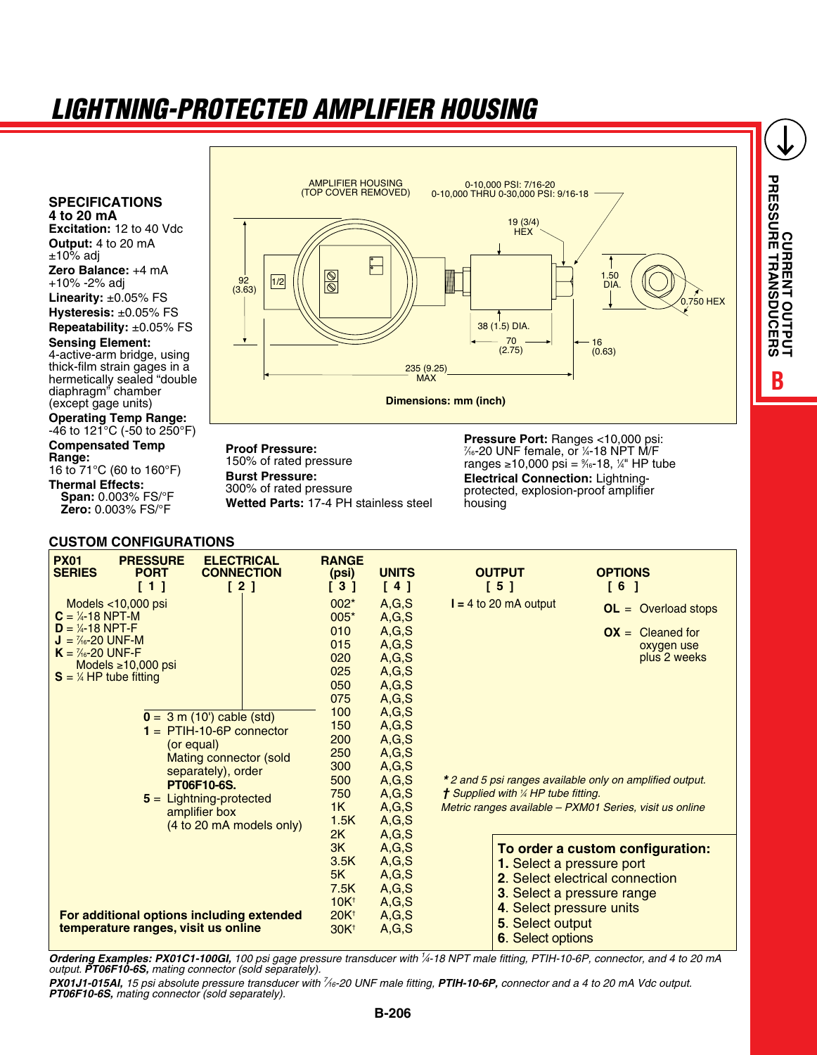# LIGHTNING-PROTECTED AMPLIFIER HOUSING

AMPLIFIER HOUSING (TOP COVER REMOVED)

0-10,000 PSI: 7/16-20
0-10,000 THRU 0-30,000 PSI: 9/16-18

19 (3/4) HEX

92 (3.63)

1/2

1.50 DIA.

0.750 HEX

38 (1.5) DIA.

70 (2.75)

16 (0.63)

235 (9.25) MAX

Dimensions: mm (inch)

## SPECIFICATIONS

### 4 to 20 mA

**Excitation:** 12 to 40 Vdc

**Output:** 4 to 20 mA ±10% adj

**Zero Balance:** +4 mA +10% -2% adj

**Linearity:** ±0.05% FS

**Hysteresis:** ±0.05% FS

**Repeatability:** ±0.05% FS

**Sensing Element:** 4-active-arm bridge, using thick-film strain gages in a hermetically sealed “double diaphragm” chamber (except gage units)

**Operating Temp Range:** -46 to 121°C (-50 to 250°F)

**Compensated Temp Range:** 16 to 71°C (60 to 160°F)

**Thermal Effects:**
- **Span:** 0.003% FS/°F
- **Zero:** 0.003% FS/°F

**Proof Pressure:** 150% of rated pressure

**Burst Pressure:** 300% of rated pressure

**Wetted Parts:** 17-4 PH stainless steel

**Pressure Port:** Ranges <10,000 psi: 7⁄16-20 UNF female, or ¼-18 NPT M/F ranges ≥10,000 psi = 9⁄16-18, ¼" HP tube

**Electrical Connection:** Lightning-protected, explosion-proof amplifier housing

## CUSTOM CONFIGURATIONS

| PX01 SERIES | PRESSURE PORT [ 1 ] | ELECTRICAL CONNECTION [ 2 ] | RANGE (psi) [ 3 ] | UNITS [ 4 ] | OUTPUT [ 5 ] | OPTIONS [ 6 ] |
|---|---|---|---|---|---|---|
| | Models <10,000 psi<br>**C** = ¼-18 NPT-M<br>**D** = ¼-18 NPT-F<br>**J** = 7⁄16-20 UNF-M<br>**K** = 7⁄16-20 UNF-F<br>Models ≥10,000 psi<br>**S** = ¼ HP tube fitting | **0** = 3 m (10') cable (std)<br>**1** = PTIH-10-6P connector (or equal) Mating connector (sold separately), order **PT06F10-6S.**<br>**5** = Lightning-protected amplifier box (4 to 20 mA models only) | 002*<br>005*<br>010<br>015<br>020<br>025<br>050<br>075<br>100<br>150<br>200<br>250<br>300<br>500<br>750<br>1K<br>1.5K<br>2K<br>3K<br>3.5K<br>5K<br>7.5K<br>10K†<br>20K†<br>30K† | A,G,S (each range) | **I** = 4 to 20 mA output | **OL** = Overload stops<br>**OX** = Cleaned for oxygen use plus 2 weeks |

*\* 2 and 5 psi ranges available only on amplified output.*

*† Supplied with ¼ HP tube fitting.*

*Metric ranges available – PXM01 Series, visit us online*

**For additional options including extended temperature ranges, visit us online**

**To order a custom configuration:**
1. Select a pressure port
2. Select electrical connection
3. Select a pressure range
4. Select pressure units
5. Select output
6. Select options

***Ordering Examples: PX01C1-100GI,*** *100 psi gage pressure transducer with ¼-18 NPT male fitting, PTIH-10-6P, connector, and 4 to 20 mA output.* ***PT06F10-6S,*** *mating connector (sold separately).*

***PX01J1-015AI,*** *15 psi absolute pressure transducer with 7⁄16-20 UNF male fitting,* ***PTIH-10-6P,*** *connector and a 4 to 20 mA Vdc output.* ***PT06F10-6S,*** *mating connector (sold separately).*